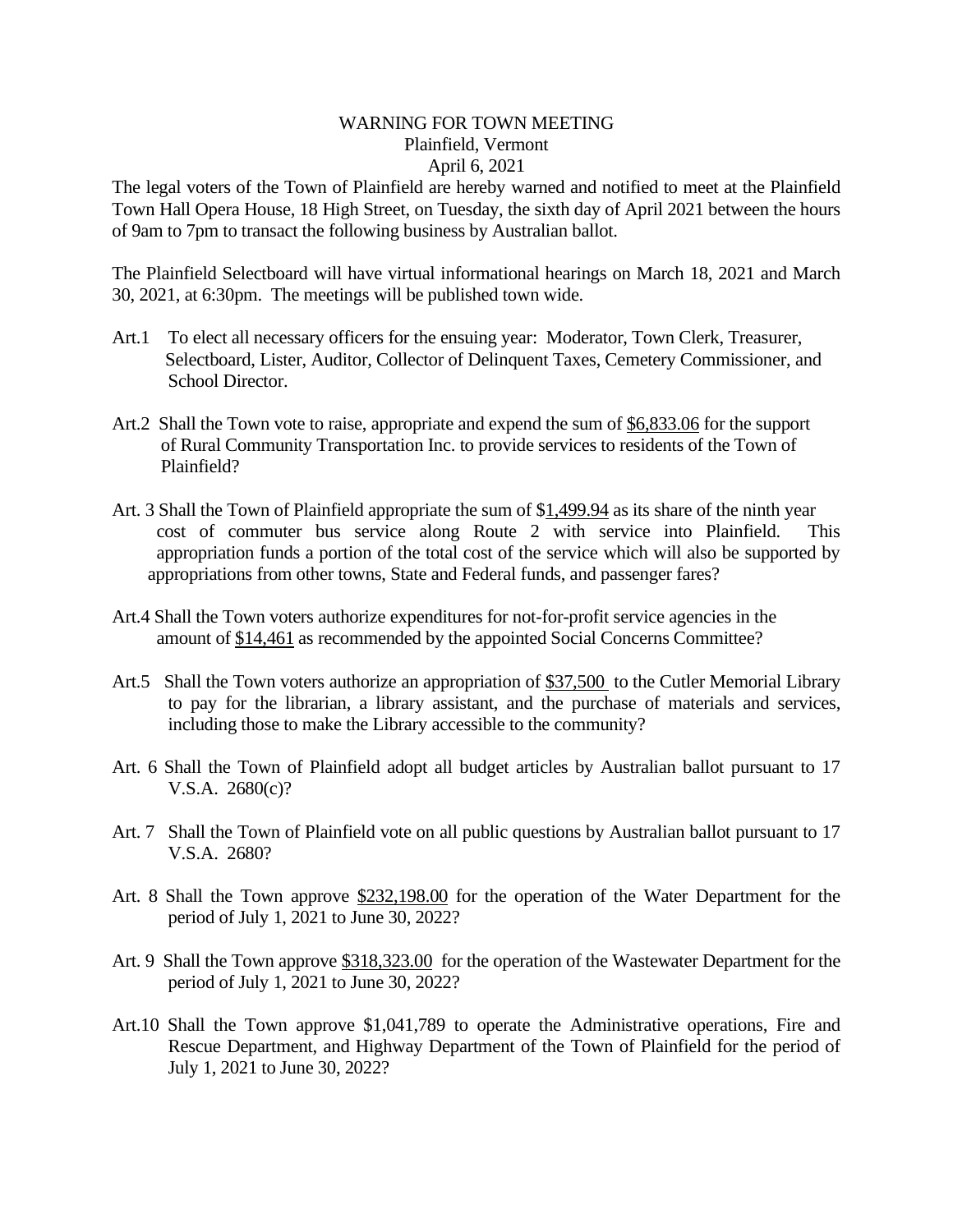# WARNING FOR TOWN MEETING
## Plainfield, Vermont
## April 6, 2021

The legal voters of the Town of Plainfield are hereby warned and notified to meet at the Plainfield Town Hall Opera House, 18 High Street, on Tuesday, the sixth day of April 2021 between the hours of 9am to 7pm to transact the following business by Australian ballot.

The Plainfield Selectboard will have virtual informational hearings on March 18, 2021 and March 30, 2021, at 6:30pm. The meetings will be published town wide.

Art.1 To elect all necessary officers for the ensuing year: Moderator, Town Clerk, Treasurer, Selectboard, Lister, Auditor, Collector of Delinquent Taxes, Cemetery Commissioner, and School Director.

Art.2 Shall the Town vote to raise, appropriate and expend the sum of $6,833.06 for the support of Rural Community Transportation Inc. to provide services to residents of the Town of Plainfield?

Art. 3 Shall the Town of Plainfield appropriate the sum of $1,499.94 as its share of the ninth year cost of commuter bus service along Route 2 with service into Plainfield. This appropriation funds a portion of the total cost of the service which will also be supported by appropriations from other towns, State and Federal funds, and passenger fares?

Art.4 Shall the Town voters authorize expenditures for not-for-profit service agencies in the amount of $14,461 as recommended by the appointed Social Concerns Committee?

Art.5 Shall the Town voters authorize an appropriation of $37,500 to the Cutler Memorial Library to pay for the librarian, a library assistant, and the purchase of materials and services, including those to make the Library accessible to the community?

Art. 6 Shall the Town of Plainfield adopt all budget articles by Australian ballot pursuant to 17 V.S.A. 2680(c)?

Art. 7 Shall the Town of Plainfield vote on all public questions by Australian ballot pursuant to 17 V.S.A. 2680?

Art. 8 Shall the Town approve $232,198.00 for the operation of the Water Department for the period of July 1, 2021 to June 30, 2022?

Art. 9 Shall the Town approve $318,323.00 for the operation of the Wastewater Department for the period of July 1, 2021 to June 30, 2022?

Art.10 Shall the Town approve $1,041,789 to operate the Administrative operations, Fire and Rescue Department, and Highway Department of the Town of Plainfield for the period of July 1, 2021 to June 30, 2022?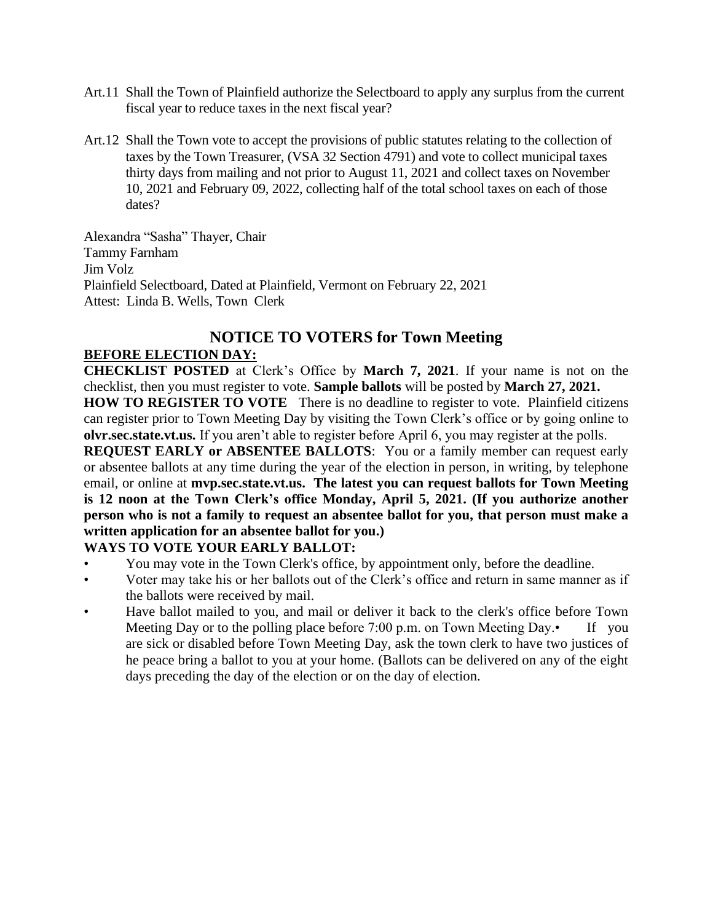Art.11 Shall the Town of Plainfield authorize the Selectboard to apply any surplus from the current fiscal year to reduce taxes in the next fiscal year?

Art.12 Shall the Town vote to accept the provisions of public statutes relating to the collection of taxes by the Town Treasurer, (VSA 32 Section 4791) and vote to collect municipal taxes thirty days from mailing and not prior to August 11, 2021 and collect taxes on November 10, 2021 and February 09, 2022, collecting half of the total school taxes on each of those dates?

Alexandra "Sasha" Thayer, Chair
Tammy Farnham
Jim Volz
Plainfield Selectboard, Dated at Plainfield, Vermont on February 22, 2021
Attest: Linda B. Wells, Town Clerk

## NOTICE TO VOTERS for Town Meeting

**BEFORE ELECTION DAY:**

**CHECKLIST POSTED** at Clerk's Office by **March 7, 2021**. If your name is not on the checklist, then you must register to vote. **Sample ballots** will be posted by **March 27, 2021.**

**HOW TO REGISTER TO VOTE** There is no deadline to register to vote. Plainfield citizens can register prior to Town Meeting Day by visiting the Town Clerk's office or by going online to **olvr.sec.state.vt.us.** If you aren't able to register before April 6, you may register at the polls.

**REQUEST EARLY or ABSENTEE BALLOTS**: You or a family member can request early or absentee ballots at any time during the year of the election in person, in writing, by telephone email, or online at **mvp.sec.state.vt.us. The latest you can request ballots for Town Meeting is 12 noon at the Town Clerk's office Monday, April 5, 2021. (If you authorize another person who is not a family to request an absentee ballot for you, that person must make a written application for an absentee ballot for you.)**

**WAYS TO VOTE YOUR EARLY BALLOT:**

- You may vote in the Town Clerk's office, by appointment only, before the deadline.
- Voter may take his or her ballots out of the Clerk's office and return in same manner as if the ballots were received by mail.
- Have ballot mailed to you, and mail or deliver it back to the clerk's office before Town Meeting Day or to the polling place before 7:00 p.m. on Town Meeting Day.• If you are sick or disabled before Town Meeting Day, ask the town clerk to have two justices of he peace bring a ballot to you at your home. (Ballots can be delivered on any of the eight days preceding the day of the election or on the day of election.